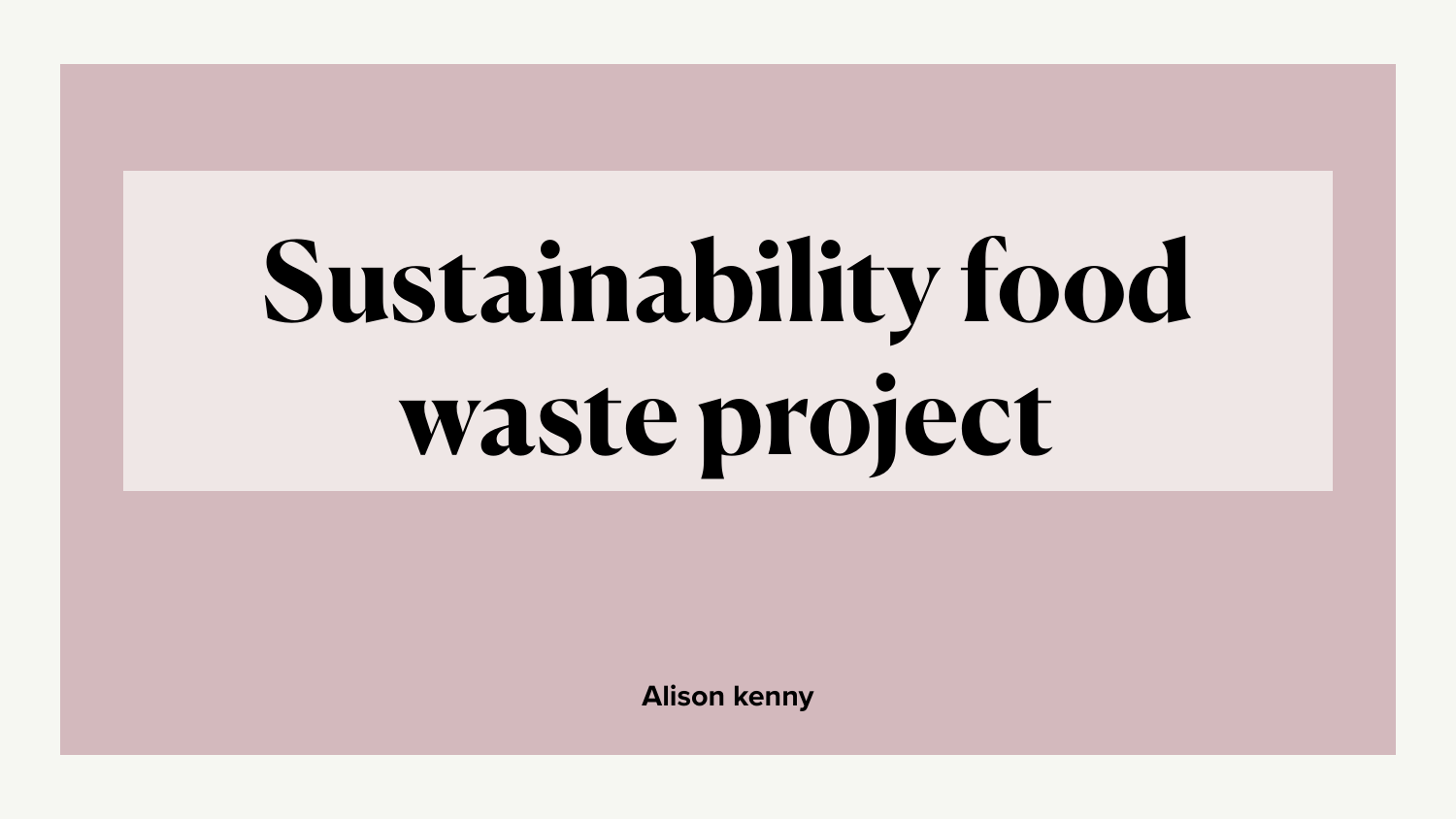# Sustainability food waste project

Alison kenny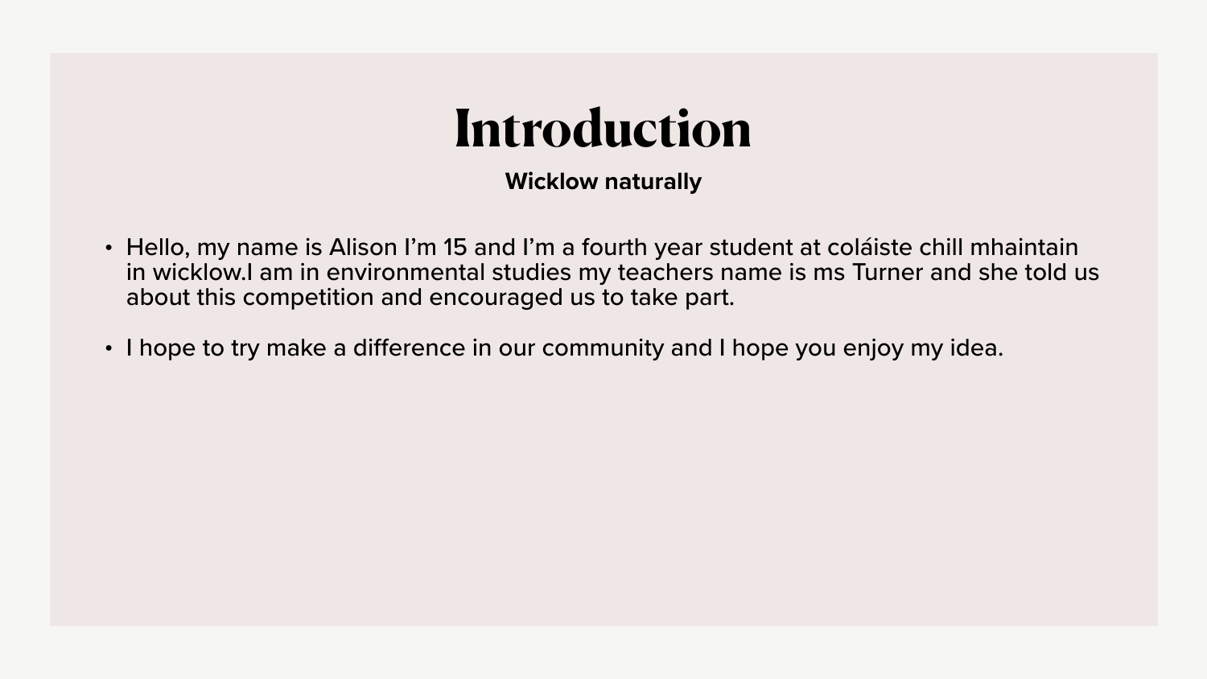# Introduction

**Wicklow naturally**

- Hello, my name is Alison I’m 15 and I’m a fourth year student at coláiste chill mhaintain in wicklow.I am in environmental studies my teachers name is ms Turner and she told us about this competition and encouraged us to take part.

- I hope to try make a difference in our community and I hope you enjoy my idea.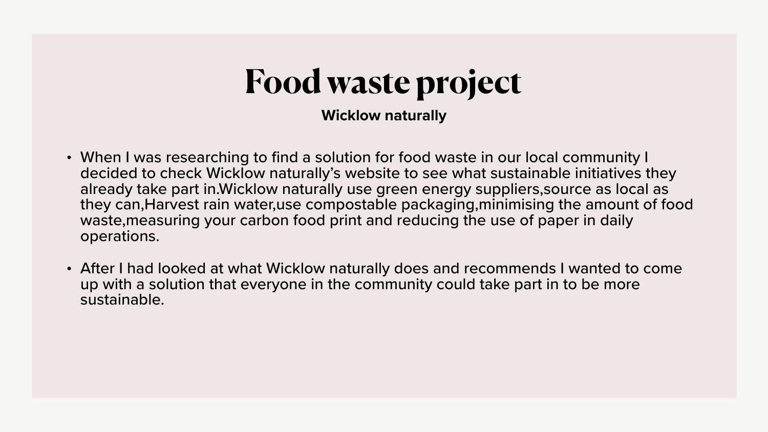# Food waste project

**Wicklow naturally**

- When I was researching to find a solution for food waste in our local community I decided to check Wicklow naturally's website to see what sustainable initiatives they already take part in.Wicklow naturally use green energy suppliers,source as local as they can,Harvest rain water,use compostable packaging,minimising the amount of food waste,measuring your carbon food print and reducing the use of paper in daily operations.
- After I had looked at what Wicklow naturally does and recommends I wanted to come up with a solution that everyone in the community could take part in to be more sustainable.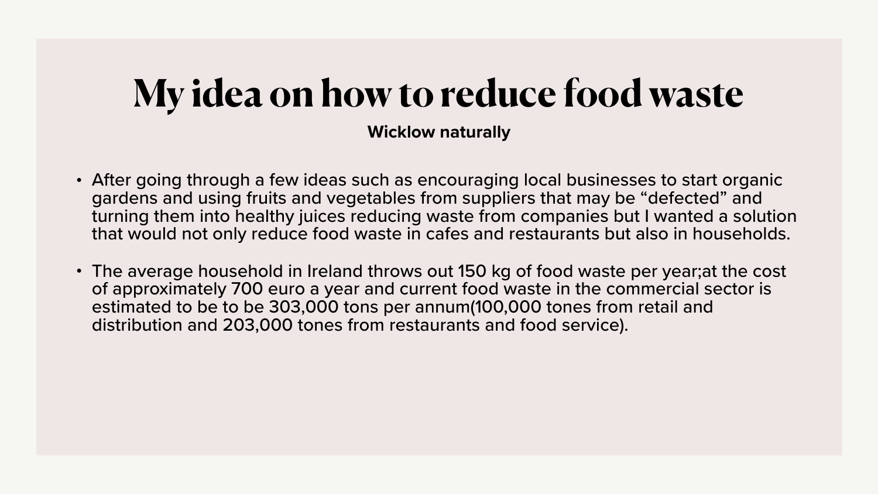# My idea on how to reduce food waste

**Wicklow naturally**

- After going through a few ideas such as encouraging local businesses to start organic gardens and using fruits and vegetables from suppliers that may be “defected” and turning them into healthy juices reducing waste from companies but I wanted a solution that would not only reduce food waste in cafes and restaurants but also in households.

- The average household in Ireland throws out 150 kg of food waste per year;at the cost of approximately 700 euro a year and current food waste in the commercial sector is estimated to be to be 303,000 tons per annum(100,000 tones from retail and distribution and 203,000 tones from restaurants and food service).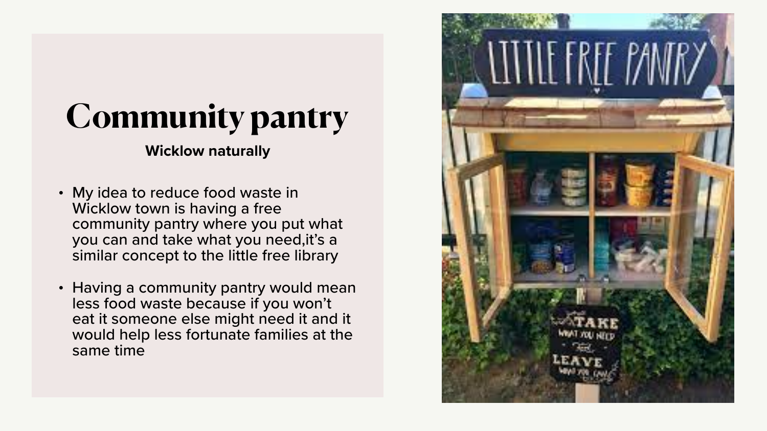# Community pantry

**Wicklow naturally**

- My idea to reduce food waste in Wicklow town is having a free community pantry where you put what you can and take what you need,it's a similar concept to the little free library
- Having a community pantry would mean less food waste because if you won't eat it someone else might need it and it would help less fortunate families at the same time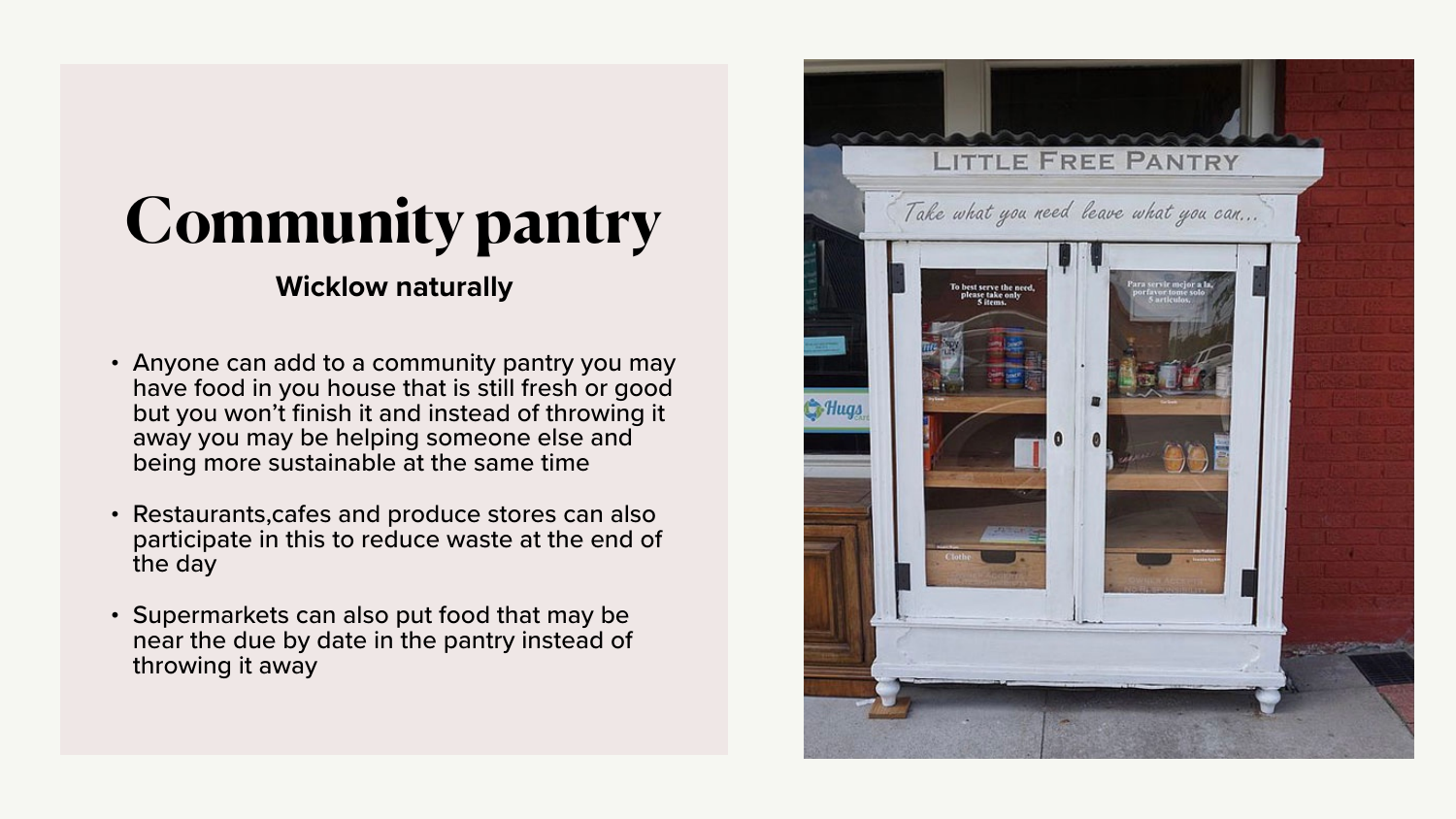# Community pantry

**Wicklow naturally**

- Anyone can add to a community pantry you may have food in you house that is still fresh or good but you won't finish it and instead of throwing it away you may be helping someone else and being more sustainable at the same time
- Restaurants,cafes and produce stores can also participate in this to reduce waste at the end of the day
- Supermarkets can also put food that may be near the due by date in the pantry instead of throwing it away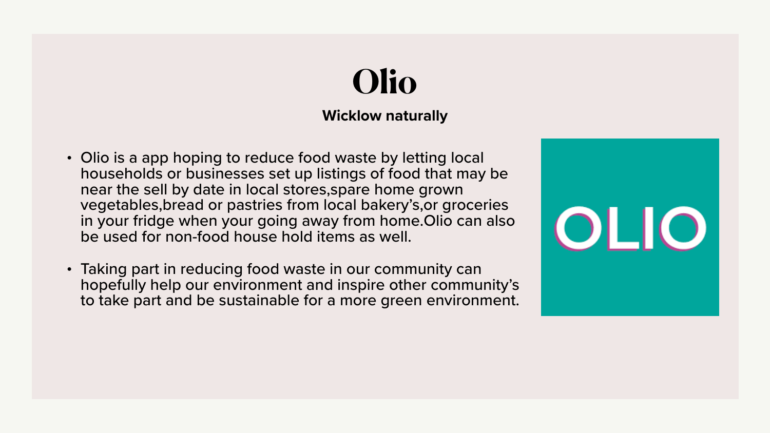# Olio

**Wicklow naturally**

- Olio is a app hoping to reduce food waste by letting local households or businesses set up listings of food that may be near the sell by date in local stores,spare home grown vegetables,bread or pastries from local bakery's,or groceries in your fridge when your going away from home.Olio can also be used for non-food house hold items as well.
- Taking part in reducing food waste in our community can hopefully help our environment and inspire other community's to take part and be sustainable for a more green environment.